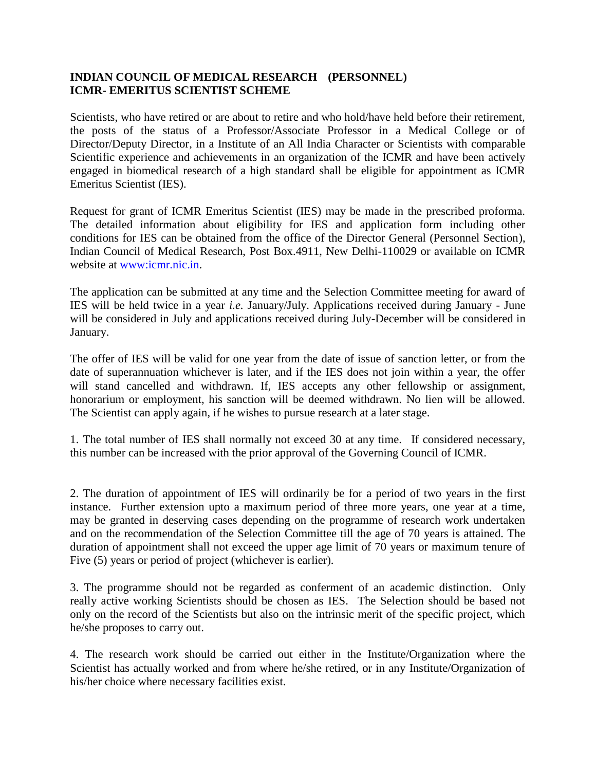**INDIAN COUNCIL OF MEDICAL RESEARCH (PERSONNEL)**
**ICMR- EMERITUS SCIENTIST SCHEME**

Scientists, who have retired or are about to retire and who hold/have held before their retirement, the posts of the status of a Professor/Associate Professor in a Medical College or of Director/Deputy Director, in a Institute of an All India Character or Scientists with comparable Scientific experience and achievements in an organization of the ICMR and have been actively engaged in biomedical research of a high standard shall be eligible for appointment as ICMR Emeritus Scientist (IES).

Request for grant of ICMR Emeritus Scientist (IES) may be made in the prescribed proforma. The detailed information about eligibility for IES and application form including other conditions for IES can be obtained from the office of the Director General (Personnel Section), Indian Council of Medical Research, Post Box.4911, New Delhi-110029 or available on ICMR website at www:icmr.nic.in.

The application can be submitted at any time and the Selection Committee meeting for award of IES will be held twice in a year *i.e.* January/July. Applications received during January - June will be considered in July and applications received during July-December will be considered in January.

The offer of IES will be valid for one year from the date of issue of sanction letter, or from the date of superannuation whichever is later, and if the IES does not join within a year, the offer will stand cancelled and withdrawn. If, IES accepts any other fellowship or assignment, honorarium or employment, his sanction will be deemed withdrawn. No lien will be allowed. The Scientist can apply again, if he wishes to pursue research at a later stage.

1. The total number of IES shall normally not exceed 30 at any time. If considered necessary, this number can be increased with the prior approval of the Governing Council of ICMR.

2. The duration of appointment of IES will ordinarily be for a period of two years in the first instance. Further extension upto a maximum period of three more years, one year at a time, may be granted in deserving cases depending on the programme of research work undertaken and on the recommendation of the Selection Committee till the age of 70 years is attained. The duration of appointment shall not exceed the upper age limit of 70 years or maximum tenure of Five (5) years or period of project (whichever is earlier).

3. The programme should not be regarded as conferment of an academic distinction. Only really active working Scientists should be chosen as IES. The Selection should be based not only on the record of the Scientists but also on the intrinsic merit of the specific project, which he/she proposes to carry out.

4. The research work should be carried out either in the Institute/Organization where the Scientist has actually worked and from where he/she retired, or in any Institute/Organization of his/her choice where necessary facilities exist.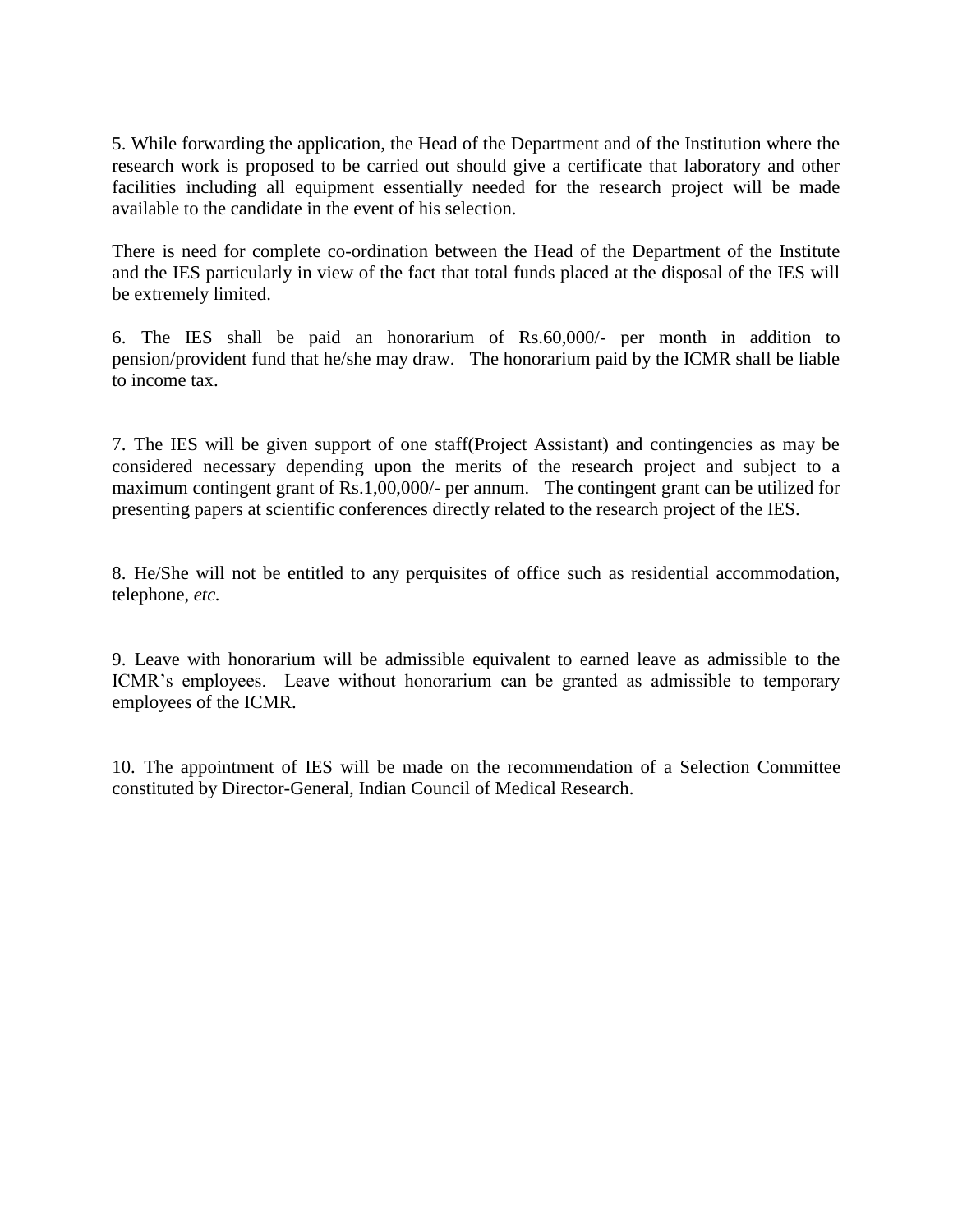5. While forwarding the application, the Head of the Department and of the Institution where the research work is proposed to be carried out should give a certificate that laboratory and other facilities including all equipment essentially needed for the research project will be made available to the candidate in the event of his selection.

There is need for complete co-ordination between the Head of the Department of the Institute and the IES particularly in view of the fact that total funds placed at the disposal of the IES will be extremely limited.

6. The IES shall be paid an honorarium of Rs.60,000/- per month in addition to pension/provident fund that he/she may draw. The honorarium paid by the ICMR shall be liable to income tax.

7. The IES will be given support of one staff(Project Assistant) and contingencies as may be considered necessary depending upon the merits of the research project and subject to a maximum contingent grant of Rs.1,00,000/- per annum. The contingent grant can be utilized for presenting papers at scientific conferences directly related to the research project of the IES.

8. He/She will not be entitled to any perquisites of office such as residential accommodation, telephone, *etc.*

9. Leave with honorarium will be admissible equivalent to earned leave as admissible to the ICMR's employees. Leave without honorarium can be granted as admissible to temporary employees of the ICMR.

10. The appointment of IES will be made on the recommendation of a Selection Committee constituted by Director-General, Indian Council of Medical Research.